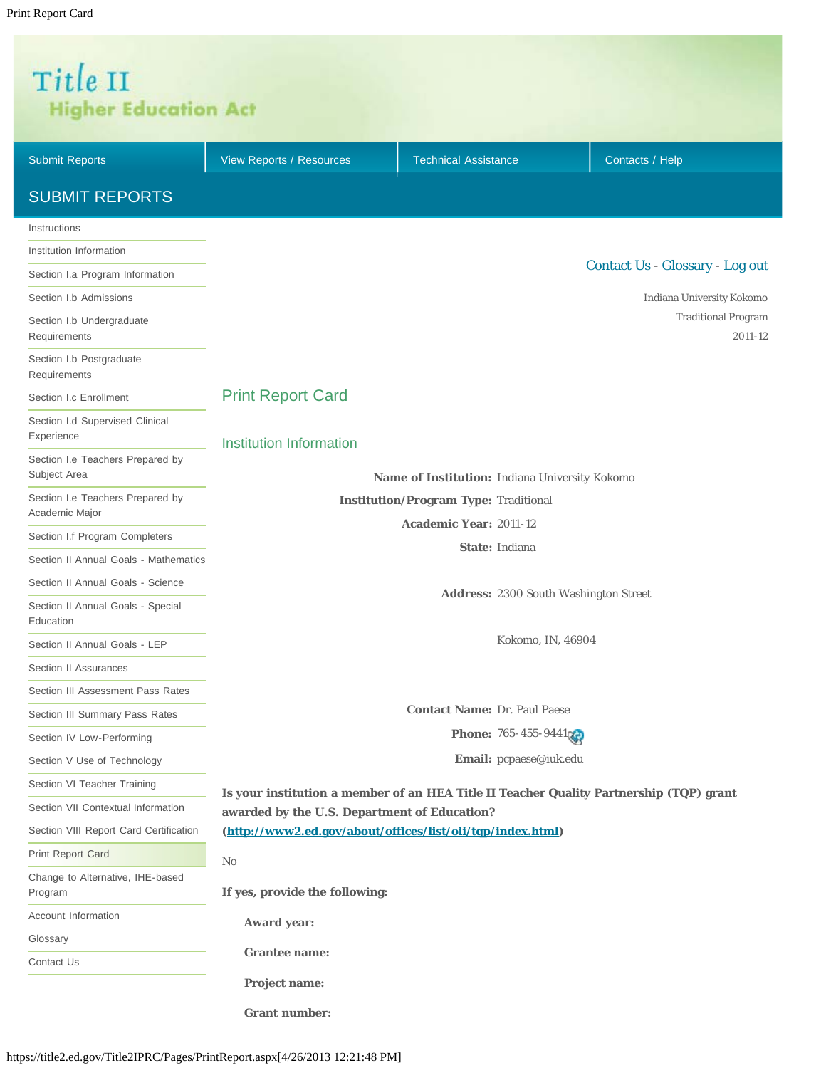Title II
Higher Education Act

Submit Reports | View Reports / Resources | Technical Assistance | Contacts / Help

## SUBMIT REPORTS

- Instructions
- Institution Information
- Section I.a Program Information
- Section I.b Admissions
- Section I.b Undergraduate Requirements
- Section I.b Postgraduate Requirements
- Section I.c Enrollment
- Section I.d Supervised Clinical Experience
- Section I.e Teachers Prepared by Subject Area
- Section I.e Teachers Prepared by Academic Major
- Section I.f Program Completers
- Section II Annual Goals - Mathematics
- Section II Annual Goals - Science
- Section II Annual Goals - Special Education
- Section II Annual Goals - LEP
- Section II Assurances
- Section III Assessment Pass Rates
- Section III Summary Pass Rates
- Section IV Low-Performing
- Section V Use of Technology
- Section VI Teacher Training
- Section VII Contextual Information
- Section VIII Report Card Certification
- Print Report Card
- Change to Alternative, IHE-based Program
- Account Information
- Glossary
- Contact Us

Contact Us - Glossary - Log out

Indiana University Kokomo
Traditional Program
2011-12

## Print Report Card

### Institution Information

**Name of Institution:** Indiana University Kokomo

**Institution/Program Type:** Traditional

**Academic Year:** 2011-12

**State:** Indiana

**Address:** 2300 South Washington Street

Kokomo, IN, 46904

**Contact Name:** Dr. Paul Paese

**Phone:** 765-455-9441

**Email:** pcpaese@iuk.edu

**Is your institution a member of an HEA Title II Teacher Quality Partnership (TQP) grant awarded by the U.S. Department of Education? (http://www2.ed.gov/about/offices/list/oii/tqp/index.html)**

No

**If yes, provide the following:**

**Award year:**

**Grantee name:**

**Project name:**

**Grant number:**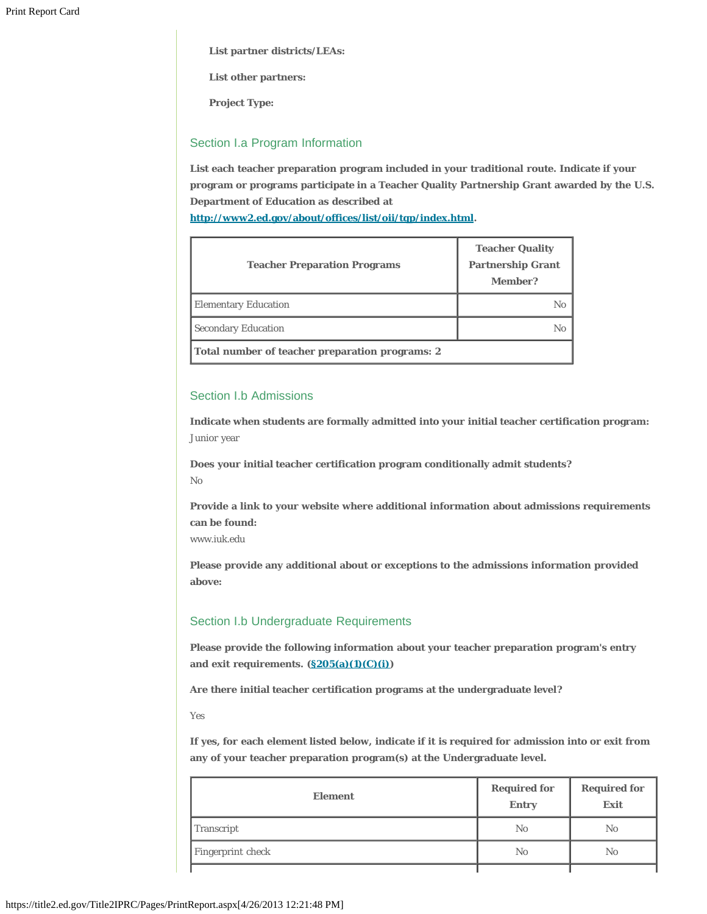**List partner districts/LEAs:**

**List other partners:**

**Project Type:**

## Section I.a Program Information

**List each teacher preparation program included in your traditional route. Indicate if your program or programs participate in a Teacher Quality Partnership Grant awarded by the U.S. Department of Education as described at http://www2.ed.gov/about/offices/list/oii/tqp/index.html.**

| Teacher Preparation Programs | Teacher Quality Partnership Grant Member? |
|---|---|
| Elementary Education | No |
| Secondary Education | No |
| **Total number of teacher preparation programs: 2** | |

## Section I.b Admissions

**Indicate when students are formally admitted into your initial teacher certification program:**
Junior year

**Does your initial teacher certification program conditionally admit students?**
No

**Provide a link to your website where additional information about admissions requirements can be found:**
www.iuk.edu

**Please provide any additional about or exceptions to the admissions information provided above:**

## Section I.b Undergraduate Requirements

**Please provide the following information about your teacher preparation program's entry and exit requirements. (§205(a)(1)(C)(i))**

**Are there initial teacher certification programs at the undergraduate level?**

Yes

**If yes, for each element listed below, indicate if it is required for admission into or exit from any of your teacher preparation program(s) at the Undergraduate level.**

| Element | Required for Entry | Required for Exit |
|---|---|---|
| Transcript | No | No |
| Fingerprint check | No | No |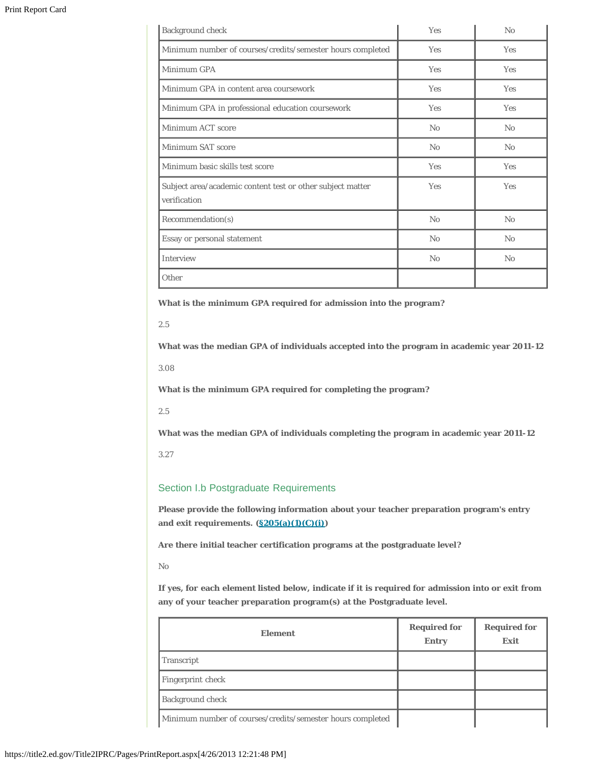| Background check | Yes | No |
|---|---|---|
| Minimum number of courses/credits/semester hours completed | Yes | Yes |
| Minimum GPA | Yes | Yes |
| Minimum GPA in content area coursework | Yes | Yes |
| Minimum GPA in professional education coursework | Yes | Yes |
| Minimum ACT score | No | No |
| Minimum SAT score | No | No |
| Minimum basic skills test score | Yes | Yes |
| Subject area/academic content test or other subject matter verification | Yes | Yes |
| Recommendation(s) | No | No |
| Essay or personal statement | No | No |
| Interview | No | No |
| Other | | |

**What is the minimum GPA required for admission into the program?**

2.5

**What was the median GPA of individuals accepted into the program in academic year 2011-12**

3.08

**What is the minimum GPA required for completing the program?**

2.5

**What was the median GPA of individuals completing the program in academic year 2011-12**

3.27

## Section I.b Postgraduate Requirements

**Please provide the following information about your teacher preparation program's entry and exit requirements. (§205(a)(1)(C)(i))**

**Are there initial teacher certification programs at the postgraduate level?**

No

**If yes, for each element listed below, indicate if it is required for admission into or exit from any of your teacher preparation program(s) at the Postgraduate level.**

| Element | Required for Entry | Required for Exit |
|---|---|---|
| Transcript | | |
| Fingerprint check | | |
| Background check | | |
| Minimum number of courses/credits/semester hours completed | | |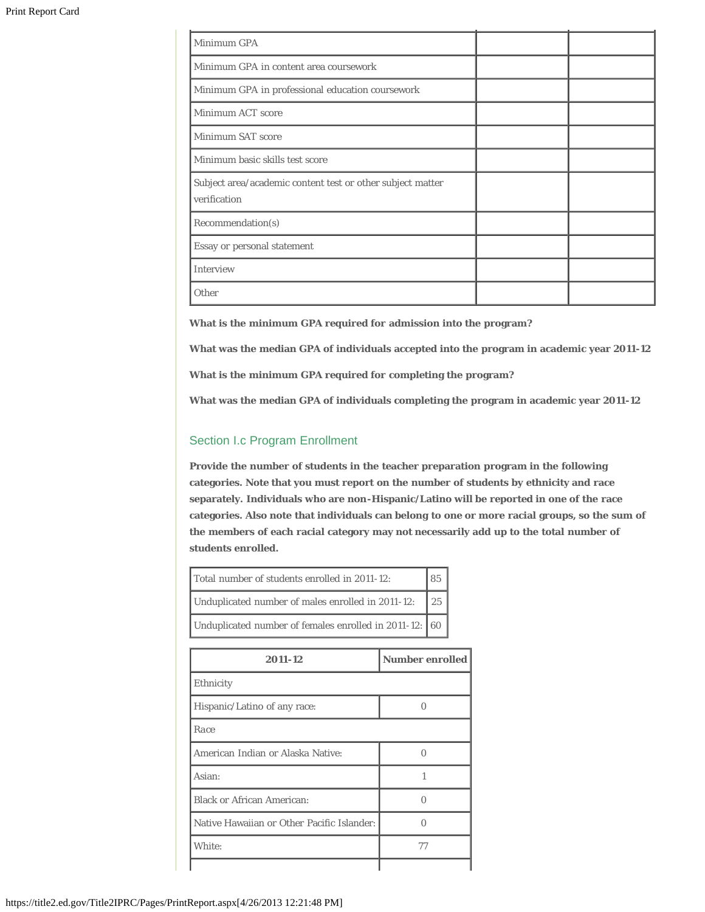| | | |
|---|---|---|
| Minimum GPA | | |
| Minimum GPA in content area coursework | | |
| Minimum GPA in professional education coursework | | |
| Minimum ACT score | | |
| Minimum SAT score | | |
| Minimum basic skills test score | | |
| Subject area/academic content test or other subject matter verification | | |
| Recommendation(s) | | |
| Essay or personal statement | | |
| Interview | | |
| Other | | |

**What is the minimum GPA required for admission into the program?**

**What was the median GPA of individuals accepted into the program in academic year 2011-12**

**What is the minimum GPA required for completing the program?**

**What was the median GPA of individuals completing the program in academic year 2011-12**

## Section I.c Program Enrollment

**Provide the number of students in the teacher preparation program in the following categories. Note that you must report on the number of students by ethnicity and race separately. Individuals who are non-Hispanic/Latino will be reported in one of the race categories. Also note that individuals can belong to one or more racial groups, so the sum of the members of each racial category may not necessarily add up to the total number of students enrolled.**

| | |
|---|---|
| Total number of students enrolled in 2011-12: | 85 |
| Unduplicated number of males enrolled in 2011-12: | 25 |
| Unduplicated number of females enrolled in 2011-12: | 60 |

| 2011-12 | Number enrolled |
|---|---|
| Ethnicity | |
| Hispanic/Latino of any race: | 0 |
| Race | |
| American Indian or Alaska Native: | 0 |
| Asian: | 1 |
| Black or African American: | 0 |
| Native Hawaiian or Other Pacific Islander: | 0 |
| White: | 77 |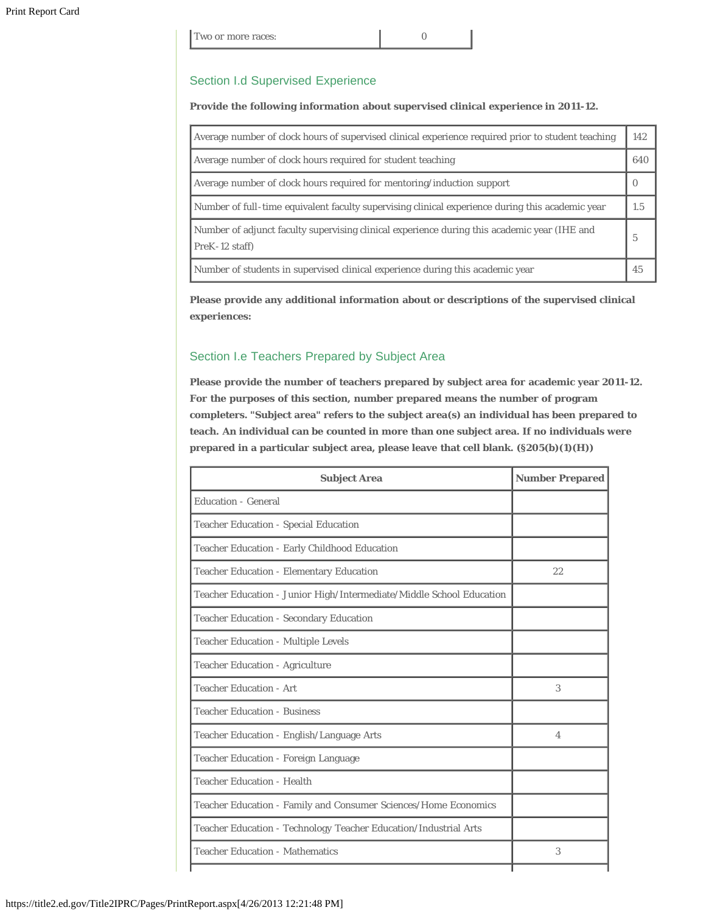| Two or more races: | 0 |
|---|---|

## Section I.d Supervised Experience

**Provide the following information about supervised clinical experience in 2011-12.**

| | |
|---|---|
| Average number of clock hours of supervised clinical experience required prior to student teaching | 142 |
| Average number of clock hours required for student teaching | 640 |
| Average number of clock hours required for mentoring/induction support | 0 |
| Number of full-time equivalent faculty supervising clinical experience during this academic year | 1.5 |
| Number of adjunct faculty supervising clinical experience during this academic year (IHE and PreK-12 staff) | 5 |
| Number of students in supervised clinical experience during this academic year | 45 |

**Please provide any additional information about or descriptions of the supervised clinical experiences:**

## Section I.e Teachers Prepared by Subject Area

**Please provide the number of teachers prepared by subject area for academic year 2011-12. For the purposes of this section, number prepared means the number of program completers. "Subject area" refers to the subject area(s) an individual has been prepared to teach. An individual can be counted in more than one subject area. If no individuals were prepared in a particular subject area, please leave that cell blank. (§205(b)(1)(H))**

| Subject Area | Number Prepared |
|---|---|
| Education - General | |
| Teacher Education - Special Education | |
| Teacher Education - Early Childhood Education | |
| Teacher Education - Elementary Education | 22 |
| Teacher Education - Junior High/Intermediate/Middle School Education | |
| Teacher Education - Secondary Education | |
| Teacher Education - Multiple Levels | |
| Teacher Education - Agriculture | |
| Teacher Education - Art | 3 |
| Teacher Education - Business | |
| Teacher Education - English/Language Arts | 4 |
| Teacher Education - Foreign Language | |
| Teacher Education - Health | |
| Teacher Education - Family and Consumer Sciences/Home Economics | |
| Teacher Education - Technology Teacher Education/Industrial Arts | |
| Teacher Education - Mathematics | 3 |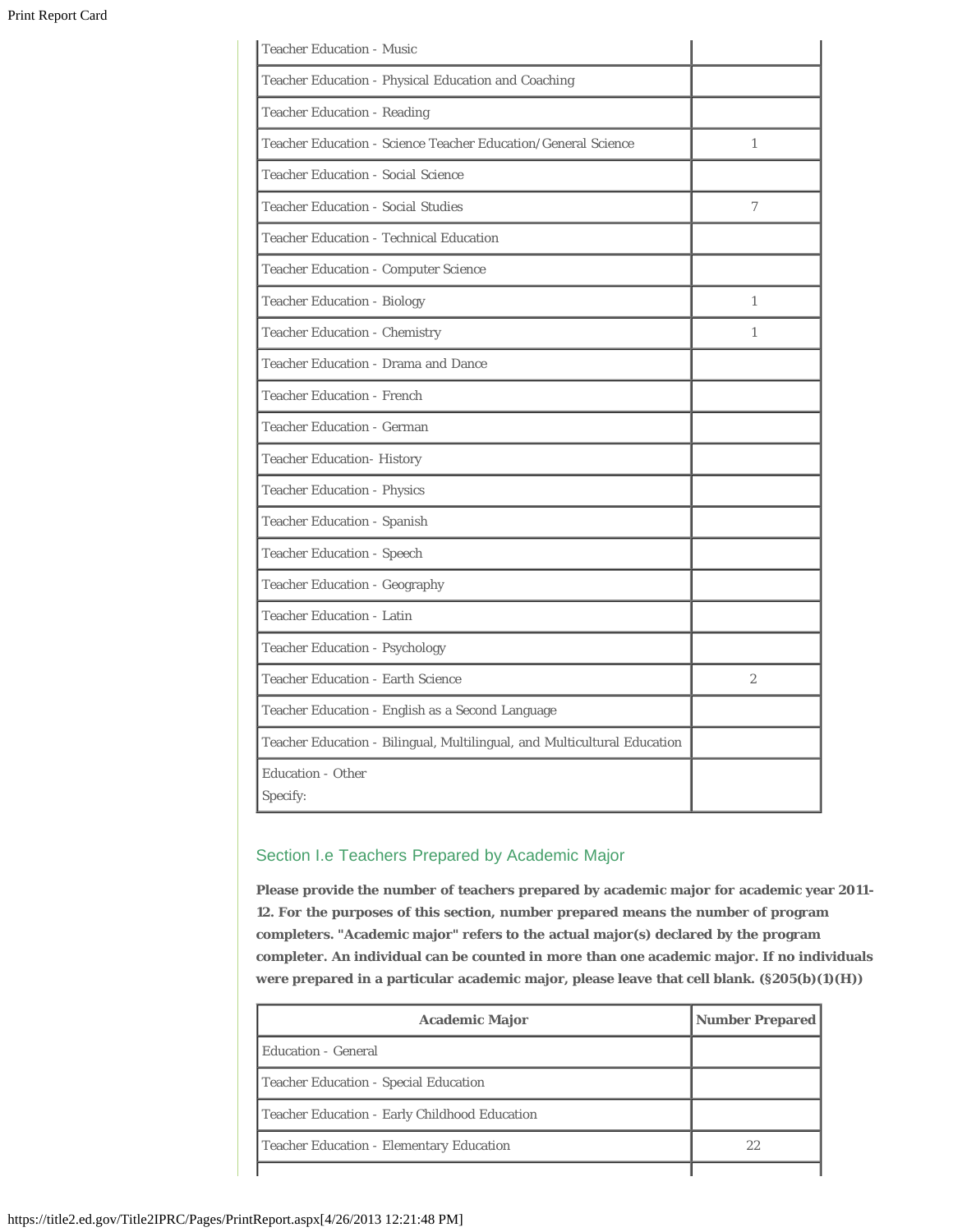| | |
|---|---|
| Teacher Education - Music | |
| Teacher Education - Physical Education and Coaching | |
| Teacher Education - Reading | |
| Teacher Education - Science Teacher Education/General Science | 1 |
| Teacher Education - Social Science | |
| Teacher Education - Social Studies | 7 |
| Teacher Education - Technical Education | |
| Teacher Education - Computer Science | |
| Teacher Education - Biology | 1 |
| Teacher Education - Chemistry | 1 |
| Teacher Education - Drama and Dance | |
| Teacher Education - French | |
| Teacher Education - German | |
| Teacher Education- History | |
| Teacher Education - Physics | |
| Teacher Education - Spanish | |
| Teacher Education - Speech | |
| Teacher Education - Geography | |
| Teacher Education - Latin | |
| Teacher Education - Psychology | |
| Teacher Education - Earth Science | 2 |
| Teacher Education - English as a Second Language | |
| Teacher Education - Bilingual, Multilingual, and Multicultural Education | |
| Education - Other<br>Specify: | |

## Section I.e Teachers Prepared by Academic Major

**Please provide the number of teachers prepared by academic major for academic year 2011-12. For the purposes of this section, number prepared means the number of program completers. "Academic major" refers to the actual major(s) declared by the program completer. An individual can be counted in more than one academic major. If no individuals were prepared in a particular academic major, please leave that cell blank. (§205(b)(1)(H))**

| Academic Major | Number Prepared |
|---|---|
| Education - General | |
| Teacher Education - Special Education | |
| Teacher Education - Early Childhood Education | |
| Teacher Education - Elementary Education | 22 |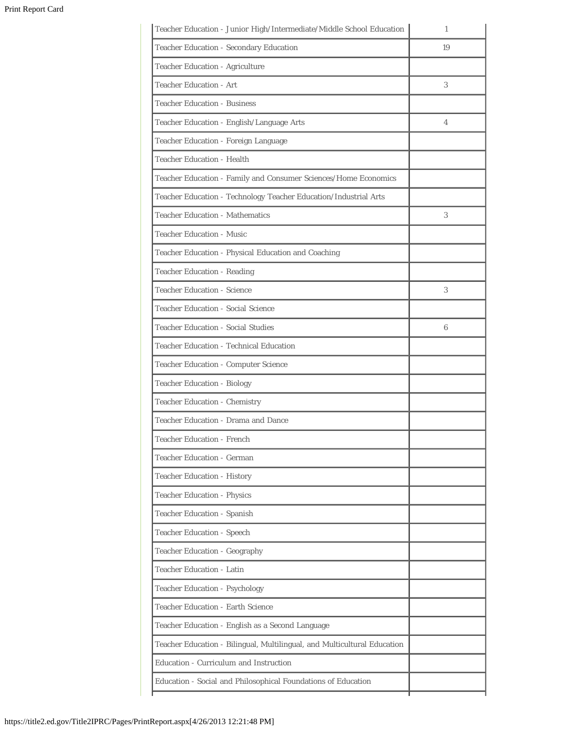| | |
|---|---|
| Teacher Education - Junior High/Intermediate/Middle School Education | 1 |
| Teacher Education - Secondary Education | 19 |
| Teacher Education - Agriculture | |
| Teacher Education - Art | 3 |
| Teacher Education - Business | |
| Teacher Education - English/Language Arts | 4 |
| Teacher Education - Foreign Language | |
| Teacher Education - Health | |
| Teacher Education - Family and Consumer Sciences/Home Economics | |
| Teacher Education - Technology Teacher Education/Industrial Arts | |
| Teacher Education - Mathematics | 3 |
| Teacher Education - Music | |
| Teacher Education - Physical Education and Coaching | |
| Teacher Education - Reading | |
| Teacher Education - Science | 3 |
| Teacher Education - Social Science | |
| Teacher Education - Social Studies | 6 |
| Teacher Education - Technical Education | |
| Teacher Education - Computer Science | |
| Teacher Education - Biology | |
| Teacher Education - Chemistry | |
| Teacher Education - Drama and Dance | |
| Teacher Education - French | |
| Teacher Education - German | |
| Teacher Education - History | |
| Teacher Education - Physics | |
| Teacher Education - Spanish | |
| Teacher Education - Speech | |
| Teacher Education - Geography | |
| Teacher Education - Latin | |
| Teacher Education - Psychology | |
| Teacher Education - Earth Science | |
| Teacher Education - English as a Second Language | |
| Teacher Education - Bilingual, Multilingual, and Multicultural Education | |
| Education - Curriculum and Instruction | |
| Education - Social and Philosophical Foundations of Education | |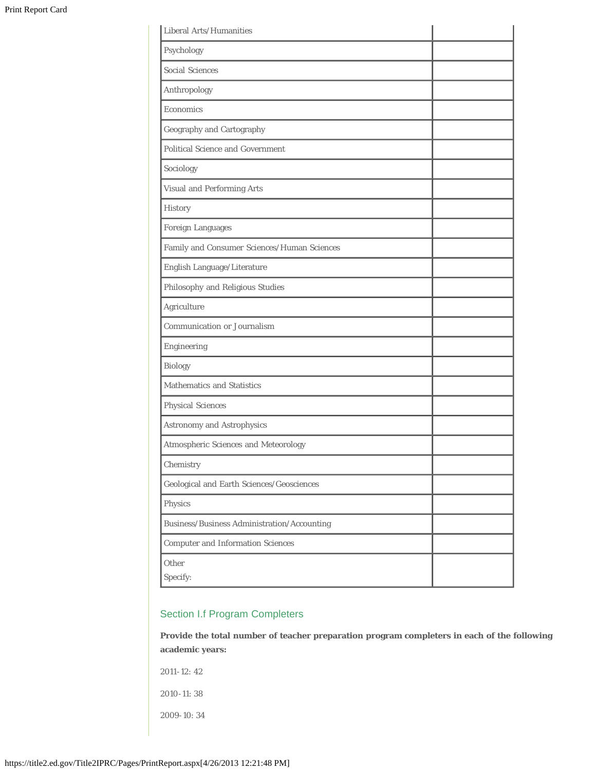| | |
|---|---|
| Liberal Arts/Humanities | |
| Psychology | |
| Social Sciences | |
| Anthropology | |
| Economics | |
| Geography and Cartography | |
| Political Science and Government | |
| Sociology | |
| Visual and Performing Arts | |
| History | |
| Foreign Languages | |
| Family and Consumer Sciences/Human Sciences | |
| English Language/Literature | |
| Philosophy and Religious Studies | |
| Agriculture | |
| Communication or Journalism | |
| Engineering | |
| Biology | |
| Mathematics and Statistics | |
| Physical Sciences | |
| Astronomy and Astrophysics | |
| Atmospheric Sciences and Meteorology | |
| Chemistry | |
| Geological and Earth Sciences/Geosciences | |
| Physics | |
| Business/Business Administration/Accounting | |
| Computer and Information Sciences | |
| Other<br>Specify: | |

## Section I.f Program Completers

**Provide the total number of teacher preparation program completers in each of the following academic years:**

2011-12: 42

2010-11: 38

2009-10: 34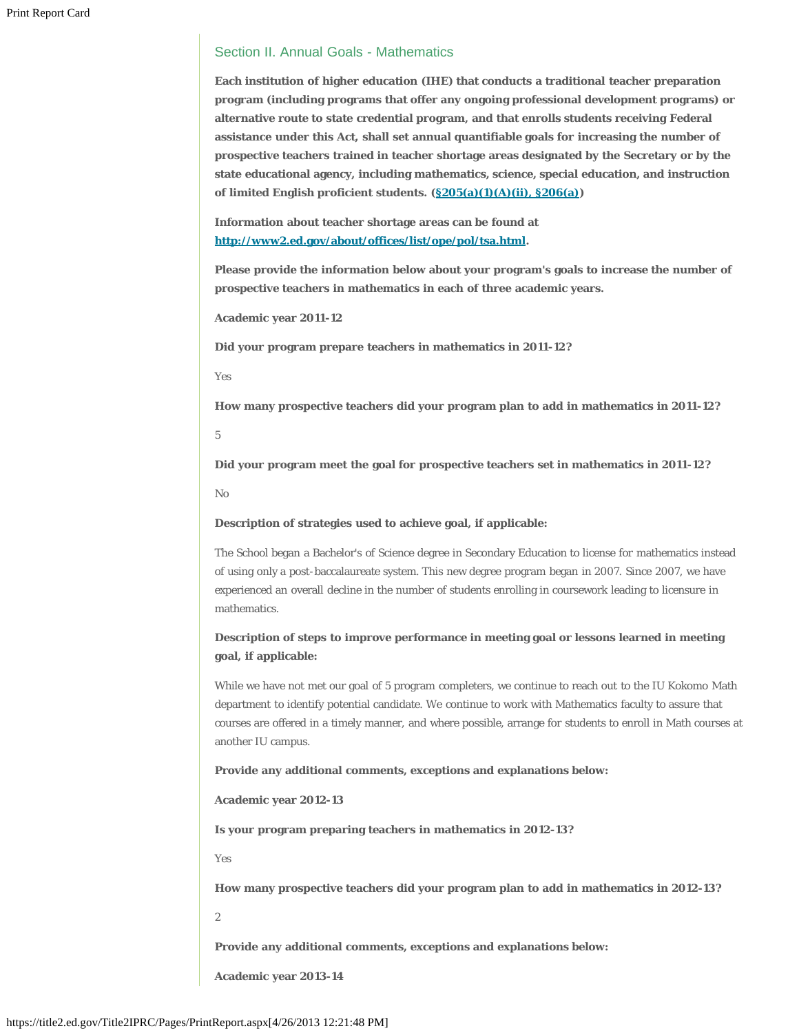## Section II. Annual Goals - Mathematics

**Each institution of higher education (IHE) that conducts a traditional teacher preparation program (including programs that offer any ongoing professional development programs) or alternative route to state credential program, and that enrolls students receiving Federal assistance under this Act, shall set annual quantifiable goals for increasing the number of prospective teachers trained in teacher shortage areas designated by the Secretary or by the state educational agency, including mathematics, science, special education, and instruction of limited English proficient students. (§205(a)(1)(A)(ii), §206(a))**

**Information about teacher shortage areas can be found at http://www2.ed.gov/about/offices/list/ope/pol/tsa.html.**

**Please provide the information below about your program's goals to increase the number of prospective teachers in mathematics in each of three academic years.**

**Academic year 2011-12**

**Did your program prepare teachers in mathematics in 2011-12?**

Yes

**How many prospective teachers did your program plan to add in mathematics in 2011-12?**

5

**Did your program meet the goal for prospective teachers set in mathematics in 2011-12?**

No

**Description of strategies used to achieve goal, if applicable:**

The School began a Bachelor's of Science degree in Secondary Education to license for mathematics instead of using only a post-baccalaureate system. This new degree program began in 2007. Since 2007, we have experienced an overall decline in the number of students enrolling in coursework leading to licensure in mathematics.

**Description of steps to improve performance in meeting goal or lessons learned in meeting goal, if applicable:**

While we have not met our goal of 5 program completers, we continue to reach out to the IU Kokomo Math department to identify potential candidate. We continue to work with Mathematics faculty to assure that courses are offered in a timely manner, and where possible, arrange for students to enroll in Math courses at another IU campus.

**Provide any additional comments, exceptions and explanations below:**

**Academic year 2012-13**

**Is your program preparing teachers in mathematics in 2012-13?**

Yes

**How many prospective teachers did your program plan to add in mathematics in 2012-13?**

2

**Provide any additional comments, exceptions and explanations below:**

**Academic year 2013-14**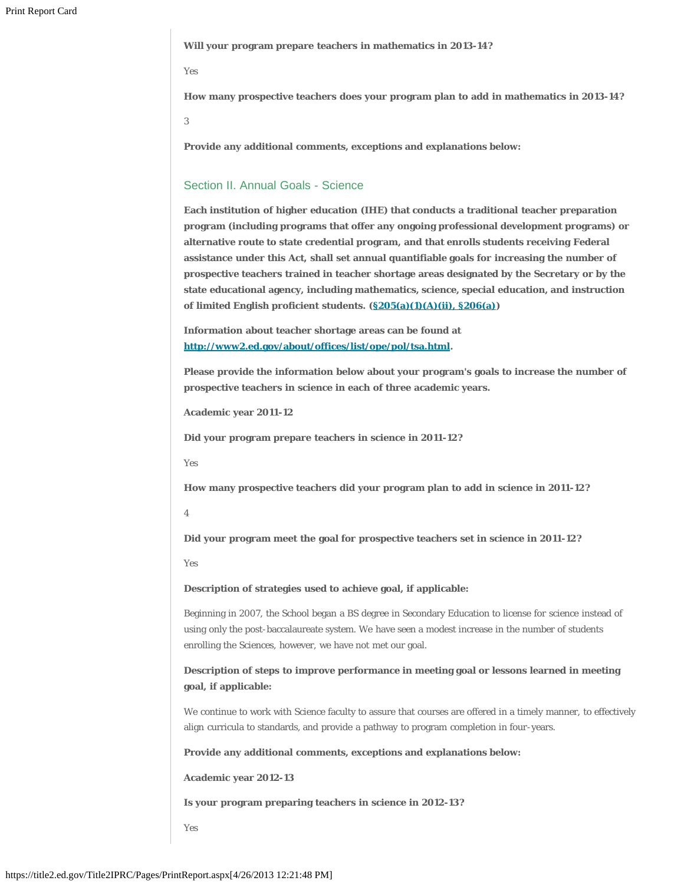**Will your program prepare teachers in mathematics in 2013-14?**

Yes

**How many prospective teachers does your program plan to add in mathematics in 2013-14?**

3

**Provide any additional comments, exceptions and explanations below:**

## Section II. Annual Goals - Science

**Each institution of higher education (IHE) that conducts a traditional teacher preparation program (including programs that offer any ongoing professional development programs) or alternative route to state credential program, and that enrolls students receiving Federal assistance under this Act, shall set annual quantifiable goals for increasing the number of prospective teachers trained in teacher shortage areas designated by the Secretary or by the state educational agency, including mathematics, science, special education, and instruction of limited English proficient students. ([§205(a)(1)(A)(ii), §206(a)](#))**

**Information about teacher shortage areas can be found at [http://www2.ed.gov/about/offices/list/ope/pol/tsa.html](http://www2.ed.gov/about/offices/list/ope/pol/tsa.html).**

**Please provide the information below about your program's goals to increase the number of prospective teachers in science in each of three academic years.**

**Academic year 2011-12**

**Did your program prepare teachers in science in 2011-12?**

Yes

**How many prospective teachers did your program plan to add in science in 2011-12?**

4

**Did your program meet the goal for prospective teachers set in science in 2011-12?**

Yes

**Description of strategies used to achieve goal, if applicable:**

Beginning in 2007, the School began a BS degree in Secondary Education to license for science instead of using only the post-baccalaureate system. We have seen a modest increase in the number of students enrolling the Sciences, however, we have not met our goal.

**Description of steps to improve performance in meeting goal or lessons learned in meeting goal, if applicable:**

We continue to work with Science faculty to assure that courses are offered in a timely manner, to effectively align curricula to standards, and provide a pathway to program completion in four-years.

**Provide any additional comments, exceptions and explanations below:**

**Academic year 2012-13**

**Is your program preparing teachers in science in 2012-13?**

Yes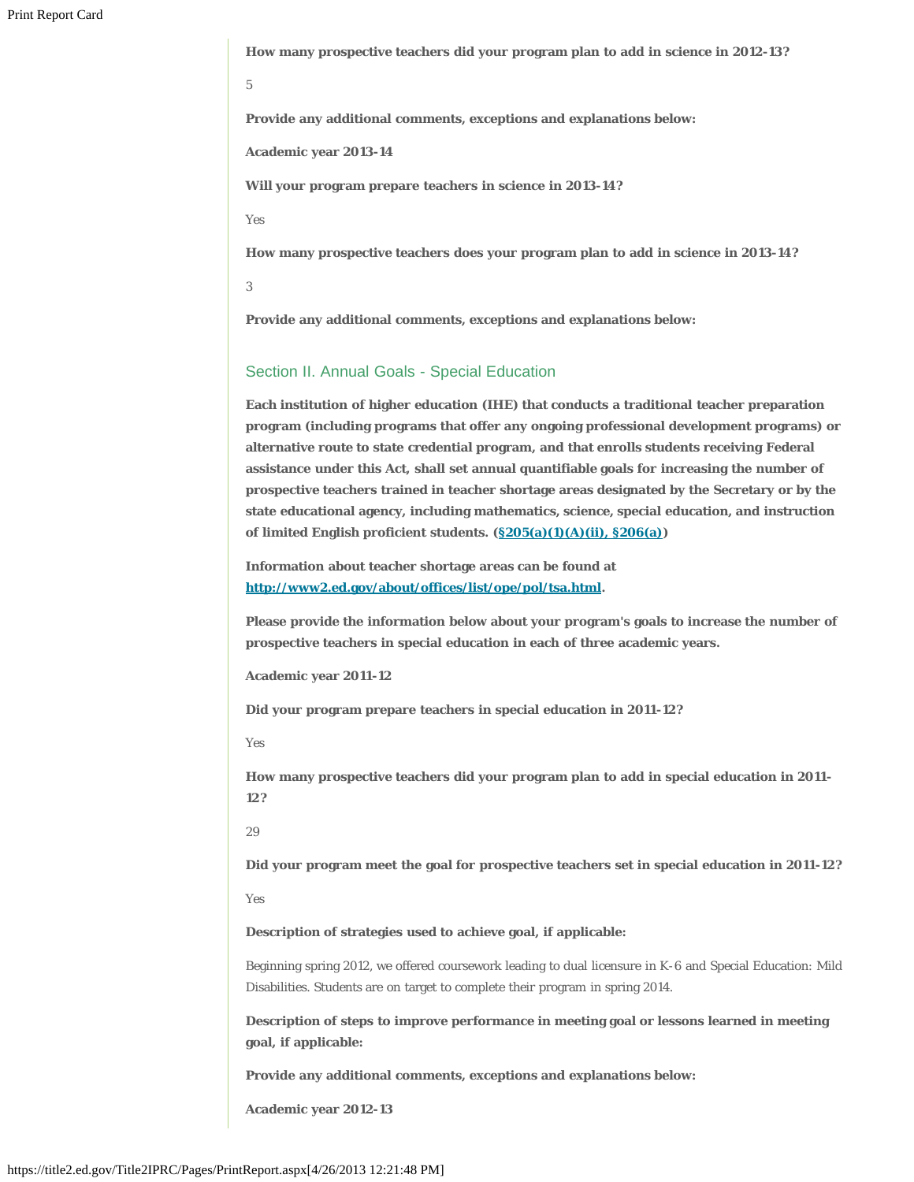**How many prospective teachers did your program plan to add in science in 2012-13?**

5

**Provide any additional comments, exceptions and explanations below:**

**Academic year 2013-14**

**Will your program prepare teachers in science in 2013-14?**

Yes

**How many prospective teachers does your program plan to add in science in 2013-14?**

3

**Provide any additional comments, exceptions and explanations below:**

## Section II. Annual Goals - Special Education

**Each institution of higher education (IHE) that conducts a traditional teacher preparation program (including programs that offer any ongoing professional development programs) or alternative route to state credential program, and that enrolls students receiving Federal assistance under this Act, shall set annual quantifiable goals for increasing the number of prospective teachers trained in teacher shortage areas designated by the Secretary or by the state educational agency, including mathematics, science, special education, and instruction of limited English proficient students. ([§205(a)(1)(A)(ii), §206(a)](#))**

**Information about teacher shortage areas can be found at [http://www2.ed.gov/about/offices/list/ope/pol/tsa.html](http://www2.ed.gov/about/offices/list/ope/pol/tsa.html).**

**Please provide the information below about your program's goals to increase the number of prospective teachers in special education in each of three academic years.**

**Academic year 2011-12**

**Did your program prepare teachers in special education in 2011-12?**

Yes

**How many prospective teachers did your program plan to add in special education in 2011-12?**

29

**Did your program meet the goal for prospective teachers set in special education in 2011-12?**

Yes

**Description of strategies used to achieve goal, if applicable:**

Beginning spring 2012, we offered coursework leading to dual licensure in K-6 and Special Education: Mild Disabilities. Students are on target to complete their program in spring 2014.

**Description of steps to improve performance in meeting goal or lessons learned in meeting goal, if applicable:**

**Provide any additional comments, exceptions and explanations below:**

**Academic year 2012-13**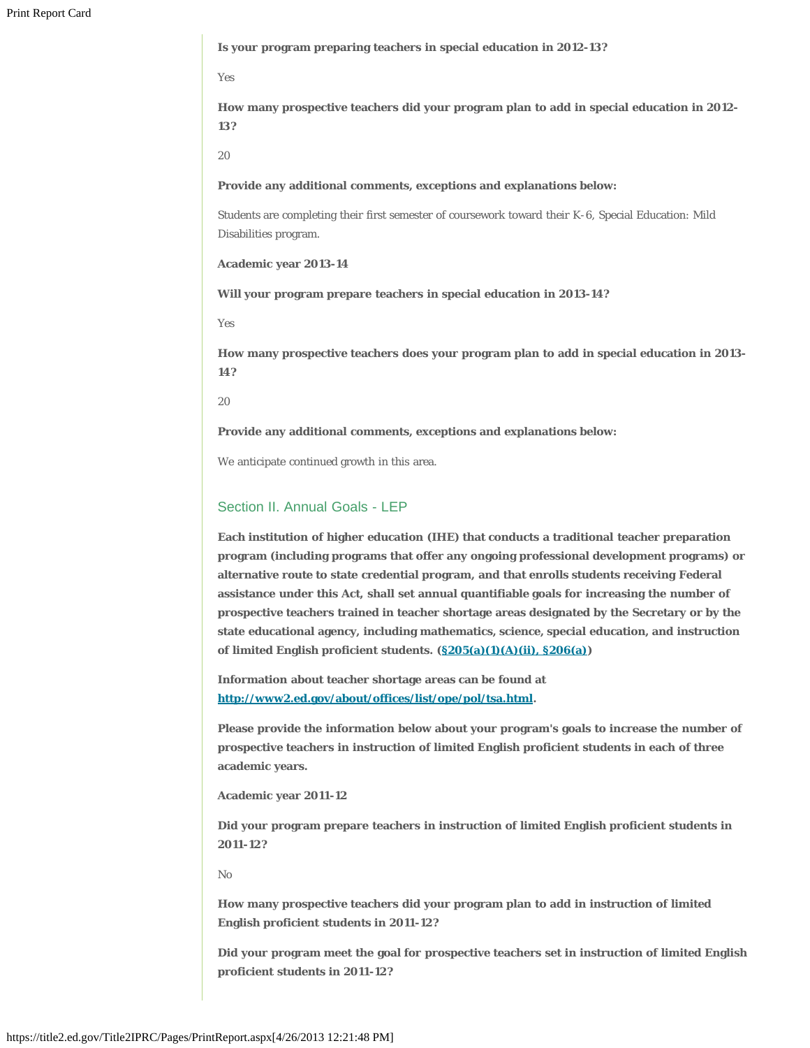**Is your program preparing teachers in special education in 2012-13?**

Yes

**How many prospective teachers did your program plan to add in special education in 2012-13?**

20

**Provide any additional comments, exceptions and explanations below:**

Students are completing their first semester of coursework toward their K-6, Special Education: Mild Disabilities program.

**Academic year 2013-14**

**Will your program prepare teachers in special education in 2013-14?**

Yes

**How many prospective teachers does your program plan to add in special education in 2013-14?**

20

**Provide any additional comments, exceptions and explanations below:**

We anticipate continued growth in this area.

## Section II. Annual Goals - LEP

**Each institution of higher education (IHE) that conducts a traditional teacher preparation program (including programs that offer any ongoing professional development programs) or alternative route to state credential program, and that enrolls students receiving Federal assistance under this Act, shall set annual quantifiable goals for increasing the number of prospective teachers trained in teacher shortage areas designated by the Secretary or by the state educational agency, including mathematics, science, special education, and instruction of limited English proficient students. ([§205(a)(1)(A)(ii), §206(a)](#))**

**Information about teacher shortage areas can be found at [http://www2.ed.gov/about/offices/list/ope/pol/tsa.html](http://www2.ed.gov/about/offices/list/ope/pol/tsa.html).**

**Please provide the information below about your program's goals to increase the number of prospective teachers in instruction of limited English proficient students in each of three academic years.**

**Academic year 2011-12**

**Did your program prepare teachers in instruction of limited English proficient students in 2011-12?**

No

**How many prospective teachers did your program plan to add in instruction of limited English proficient students in 2011-12?**

**Did your program meet the goal for prospective teachers set in instruction of limited English proficient students in 2011-12?**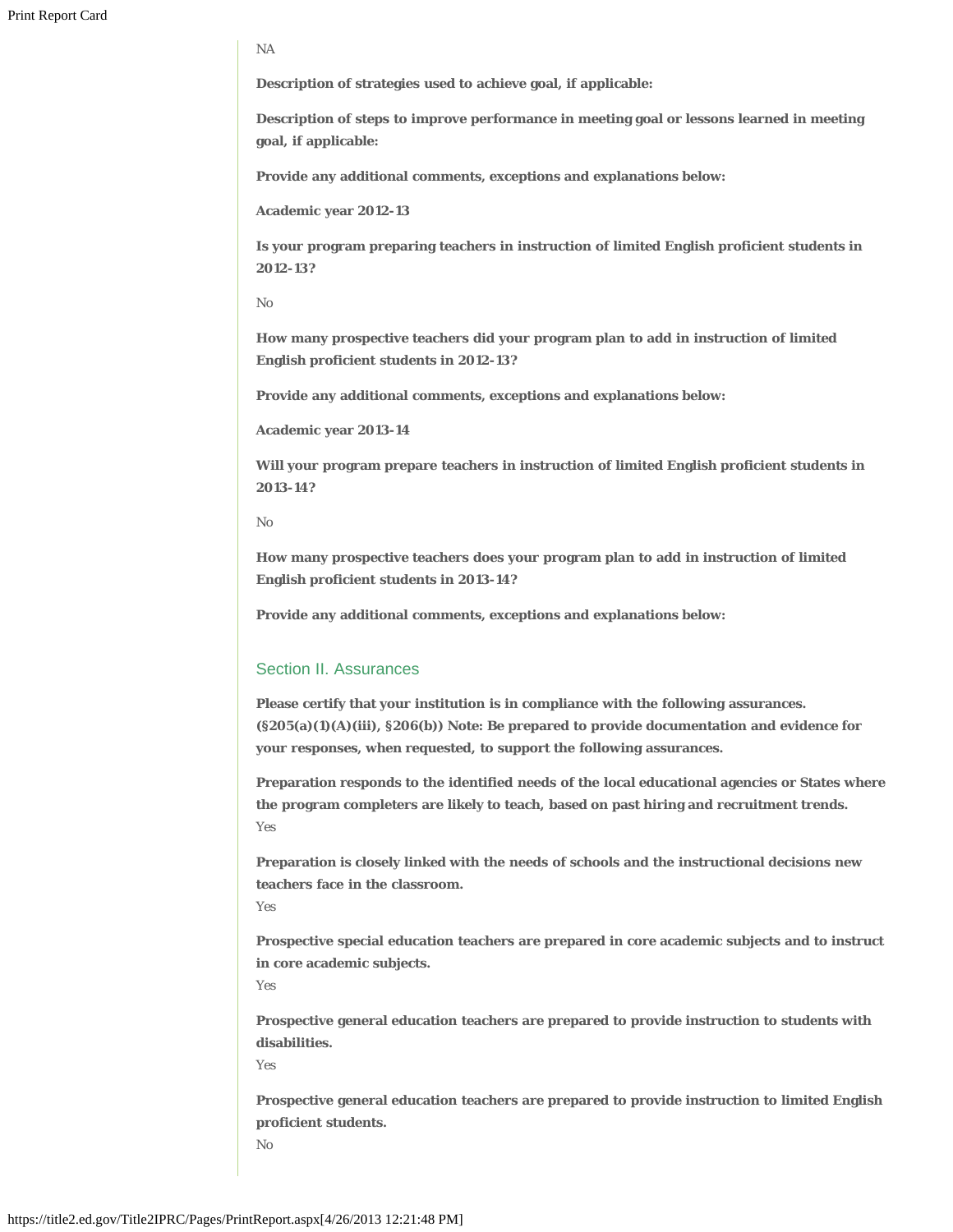NA

**Description of strategies used to achieve goal, if applicable:**

**Description of steps to improve performance in meeting goal or lessons learned in meeting goal, if applicable:**

**Provide any additional comments, exceptions and explanations below:**

**Academic year 2012-13**

**Is your program preparing teachers in instruction of limited English proficient students in 2012-13?**

No

**How many prospective teachers did your program plan to add in instruction of limited English proficient students in 2012-13?**

**Provide any additional comments, exceptions and explanations below:**

**Academic year 2013-14**

**Will your program prepare teachers in instruction of limited English proficient students in 2013-14?**

No

**How many prospective teachers does your program plan to add in instruction of limited English proficient students in 2013-14?**

**Provide any additional comments, exceptions and explanations below:**

## Section II. Assurances

**Please certify that your institution is in compliance with the following assurances. (§205(a)(1)(A)(iii), §206(b)) Note: Be prepared to provide documentation and evidence for your responses, when requested, to support the following assurances.**

**Preparation responds to the identified needs of the local educational agencies or States where the program completers are likely to teach, based on past hiring and recruitment trends.**
Yes

**Preparation is closely linked with the needs of schools and the instructional decisions new teachers face in the classroom.**
Yes

**Prospective special education teachers are prepared in core academic subjects and to instruct in core academic subjects.**
Yes

**Prospective general education teachers are prepared to provide instruction to students with disabilities.**
Yes

**Prospective general education teachers are prepared to provide instruction to limited English proficient students.**
No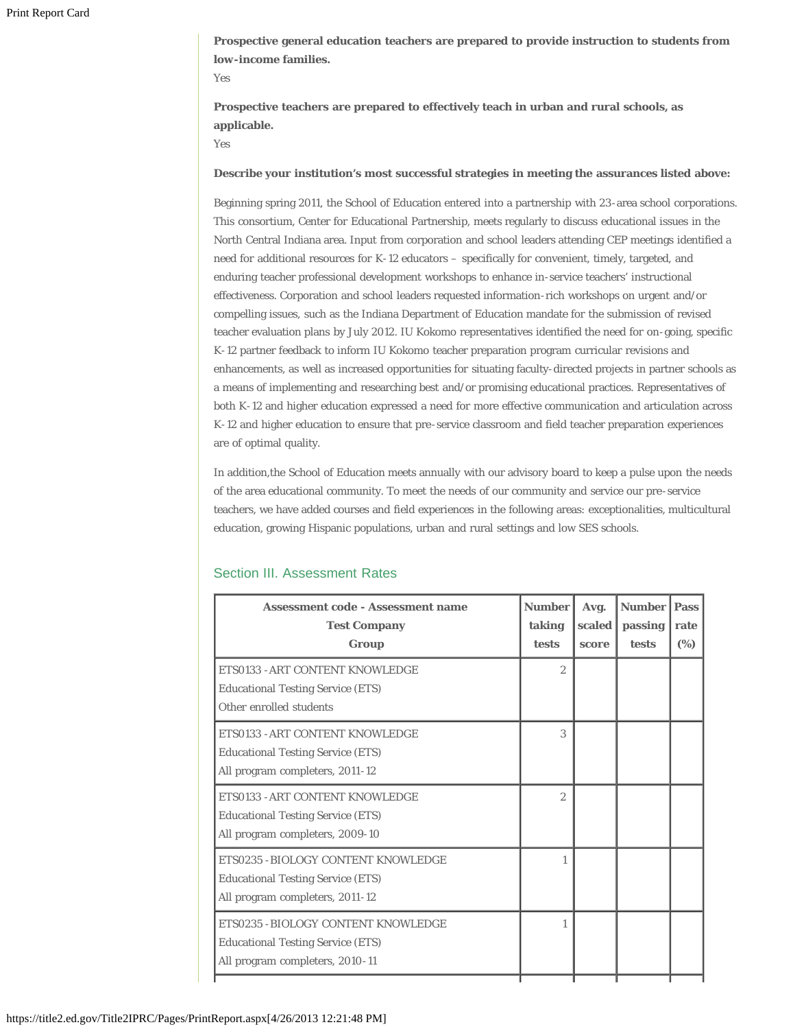**Prospective general education teachers are prepared to provide instruction to students from low-income families.**

Yes

**Prospective teachers are prepared to effectively teach in urban and rural schools, as applicable.**

Yes

**Describe your institution's most successful strategies in meeting the assurances listed above:**

Beginning spring 2011, the School of Education entered into a partnership with 23-area school corporations. This consortium, Center for Educational Partnership, meets regularly to discuss educational issues in the North Central Indiana area. Input from corporation and school leaders attending CEP meetings identified a need for additional resources for K-12 educators – specifically for convenient, timely, targeted, and enduring teacher professional development workshops to enhance in-service teachers' instructional effectiveness. Corporation and school leaders requested information-rich workshops on urgent and/or compelling issues, such as the Indiana Department of Education mandate for the submission of revised teacher evaluation plans by July 2012. IU Kokomo representatives identified the need for on-going, specific K-12 partner feedback to inform IU Kokomo teacher preparation program curricular revisions and enhancements, as well as increased opportunities for situating faculty-directed projects in partner schools as a means of implementing and researching best and/or promising educational practices. Representatives of both K-12 and higher education expressed a need for more effective communication and articulation across K-12 and higher education to ensure that pre-service classroom and field teacher preparation experiences are of optimal quality.

In addition,the School of Education meets annually with our advisory board to keep a pulse upon the needs of the area educational community. To meet the needs of our community and service our pre-service teachers, we have added courses and field experiences in the following areas: exceptionalities, multicultural education, growing Hispanic populations, urban and rural settings and low SES schools.

## Section III. Assessment Rates

| Assessment code - Assessment name<br>Test Company<br>Group | Number taking tests | Avg. scaled score | Number passing tests | Pass rate (%) |
|---|---|---|---|---|
| ETS0133 -ART CONTENT KNOWLEDGE<br>Educational Testing Service (ETS)<br>Other enrolled students | 2 | | | |
| ETS0133 -ART CONTENT KNOWLEDGE<br>Educational Testing Service (ETS)<br>All program completers, 2011-12 | 3 | | | |
| ETS0133 -ART CONTENT KNOWLEDGE<br>Educational Testing Service (ETS)<br>All program completers, 2009-10 | 2 | | | |
| ETS0235 -BIOLOGY CONTENT KNOWLEDGE<br>Educational Testing Service (ETS)<br>All program completers, 2011-12 | 1 | | | |
| ETS0235 -BIOLOGY CONTENT KNOWLEDGE<br>Educational Testing Service (ETS)<br>All program completers, 2010-11 | 1 | | | |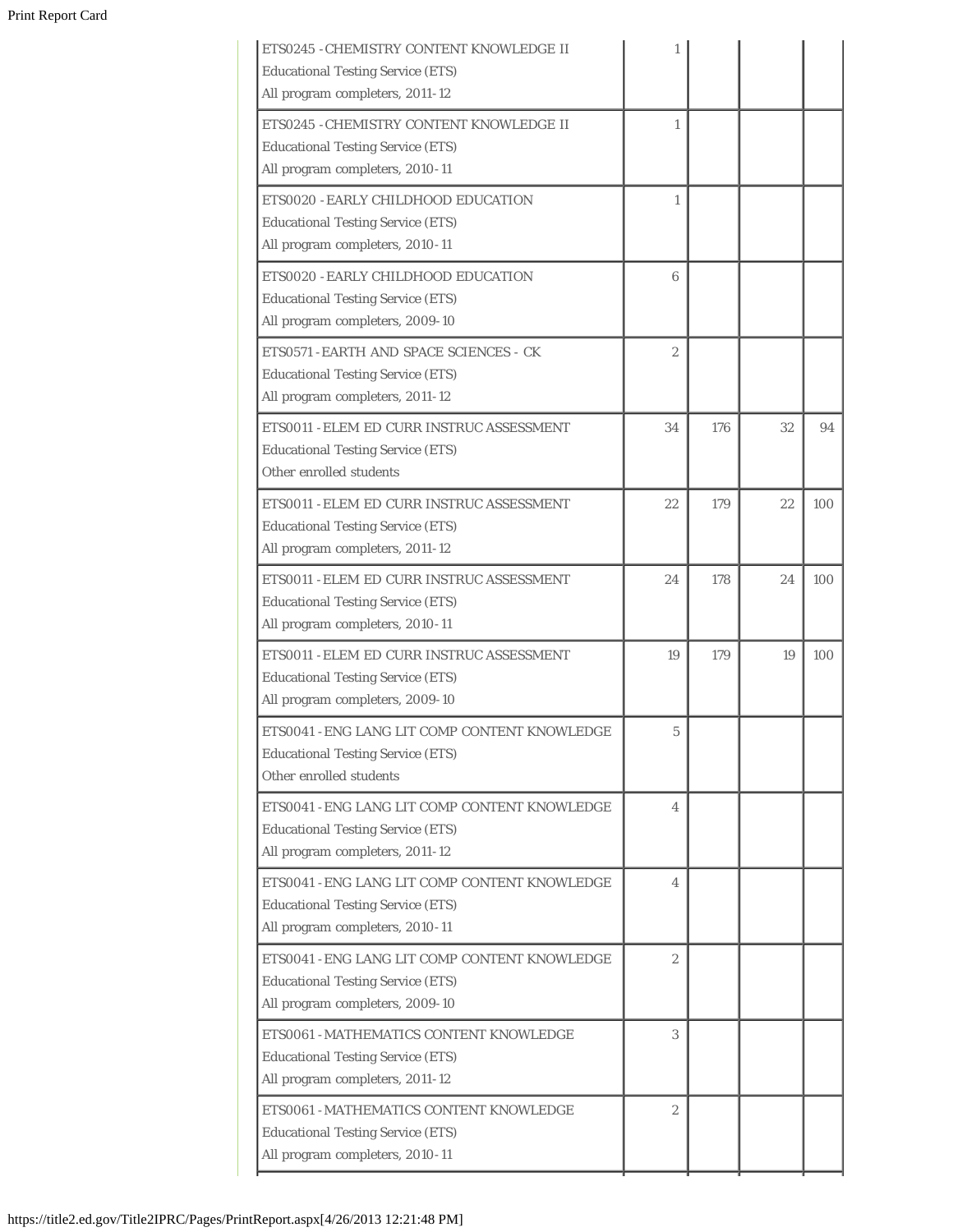| | | | | |
|---|---|---|---|---|
| ETS0245 -CHEMISTRY CONTENT KNOWLEDGE II<br>Educational Testing Service (ETS)<br>All program completers, 2011-12 | 1 | | | |
| ETS0245 -CHEMISTRY CONTENT KNOWLEDGE II<br>Educational Testing Service (ETS)<br>All program completers, 2010-11 | 1 | | | |
| ETS0020 -EARLY CHILDHOOD EDUCATION<br>Educational Testing Service (ETS)<br>All program completers, 2010-11 | 1 | | | |
| ETS0020 -EARLY CHILDHOOD EDUCATION<br>Educational Testing Service (ETS)<br>All program completers, 2009-10 | 6 | | | |
| ETS0571 -EARTH AND SPACE SCIENCES - CK<br>Educational Testing Service (ETS)<br>All program completers, 2011-12 | 2 | | | |
| ETS0011 -ELEM ED CURR INSTRUC ASSESSMENT<br>Educational Testing Service (ETS)<br>Other enrolled students | 34 | 176 | 32 | 94 |
| ETS0011 -ELEM ED CURR INSTRUC ASSESSMENT<br>Educational Testing Service (ETS)<br>All program completers, 2011-12 | 22 | 179 | 22 | 100 |
| ETS0011 -ELEM ED CURR INSTRUC ASSESSMENT<br>Educational Testing Service (ETS)<br>All program completers, 2010-11 | 24 | 178 | 24 | 100 |
| ETS0011 -ELEM ED CURR INSTRUC ASSESSMENT<br>Educational Testing Service (ETS)<br>All program completers, 2009-10 | 19 | 179 | 19 | 100 |
| ETS0041 -ENG LANG LIT COMP CONTENT KNOWLEDGE<br>Educational Testing Service (ETS)<br>Other enrolled students | 5 | | | |
| ETS0041 -ENG LANG LIT COMP CONTENT KNOWLEDGE<br>Educational Testing Service (ETS)<br>All program completers, 2011-12 | 4 | | | |
| ETS0041 -ENG LANG LIT COMP CONTENT KNOWLEDGE<br>Educational Testing Service (ETS)<br>All program completers, 2010-11 | 4 | | | |
| ETS0041 -ENG LANG LIT COMP CONTENT KNOWLEDGE<br>Educational Testing Service (ETS)<br>All program completers, 2009-10 | 2 | | | |
| ETS0061 -MATHEMATICS CONTENT KNOWLEDGE<br>Educational Testing Service (ETS)<br>All program completers, 2011-12 | 3 | | | |
| ETS0061 -MATHEMATICS CONTENT KNOWLEDGE<br>Educational Testing Service (ETS)<br>All program completers, 2010-11 | 2 | | | |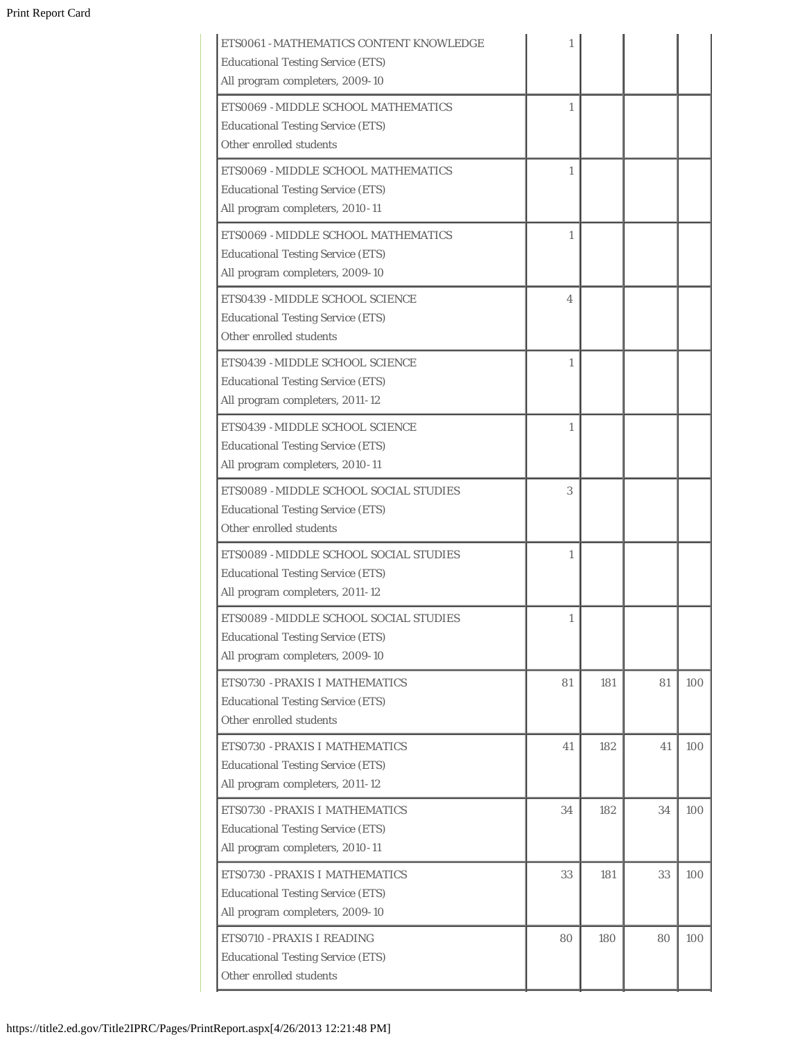| | | | | |
|---|---|---|---|---|
| ETS0061 - MATHEMATICS CONTENT KNOWLEDGE<br>Educational Testing Service (ETS)<br>All program completers, 2009-10 | 1 | | | |
| ETS0069 - MIDDLE SCHOOL MATHEMATICS<br>Educational Testing Service (ETS)<br>Other enrolled students | 1 | | | |
| ETS0069 - MIDDLE SCHOOL MATHEMATICS<br>Educational Testing Service (ETS)<br>All program completers, 2010-11 | 1 | | | |
| ETS0069 - MIDDLE SCHOOL MATHEMATICS<br>Educational Testing Service (ETS)<br>All program completers, 2009-10 | 1 | | | |
| ETS0439 - MIDDLE SCHOOL SCIENCE<br>Educational Testing Service (ETS)<br>Other enrolled students | 4 | | | |
| ETS0439 - MIDDLE SCHOOL SCIENCE<br>Educational Testing Service (ETS)<br>All program completers, 2011-12 | 1 | | | |
| ETS0439 - MIDDLE SCHOOL SCIENCE<br>Educational Testing Service (ETS)<br>All program completers, 2010-11 | 1 | | | |
| ETS0089 - MIDDLE SCHOOL SOCIAL STUDIES<br>Educational Testing Service (ETS)<br>Other enrolled students | 3 | | | |
| ETS0089 - MIDDLE SCHOOL SOCIAL STUDIES<br>Educational Testing Service (ETS)<br>All program completers, 2011-12 | 1 | | | |
| ETS0089 - MIDDLE SCHOOL SOCIAL STUDIES<br>Educational Testing Service (ETS)<br>All program completers, 2009-10 | 1 | | | |
| ETS0730 - PRAXIS I MATHEMATICS<br>Educational Testing Service (ETS)<br>Other enrolled students | 81 | 181 | 81 | 100 |
| ETS0730 - PRAXIS I MATHEMATICS<br>Educational Testing Service (ETS)<br>All program completers, 2011-12 | 41 | 182 | 41 | 100 |
| ETS0730 - PRAXIS I MATHEMATICS<br>Educational Testing Service (ETS)<br>All program completers, 2010-11 | 34 | 182 | 34 | 100 |
| ETS0730 - PRAXIS I MATHEMATICS<br>Educational Testing Service (ETS)<br>All program completers, 2009-10 | 33 | 181 | 33 | 100 |
| ETS0710 - PRAXIS I READING<br>Educational Testing Service (ETS)<br>Other enrolled students | 80 | 180 | 80 | 100 |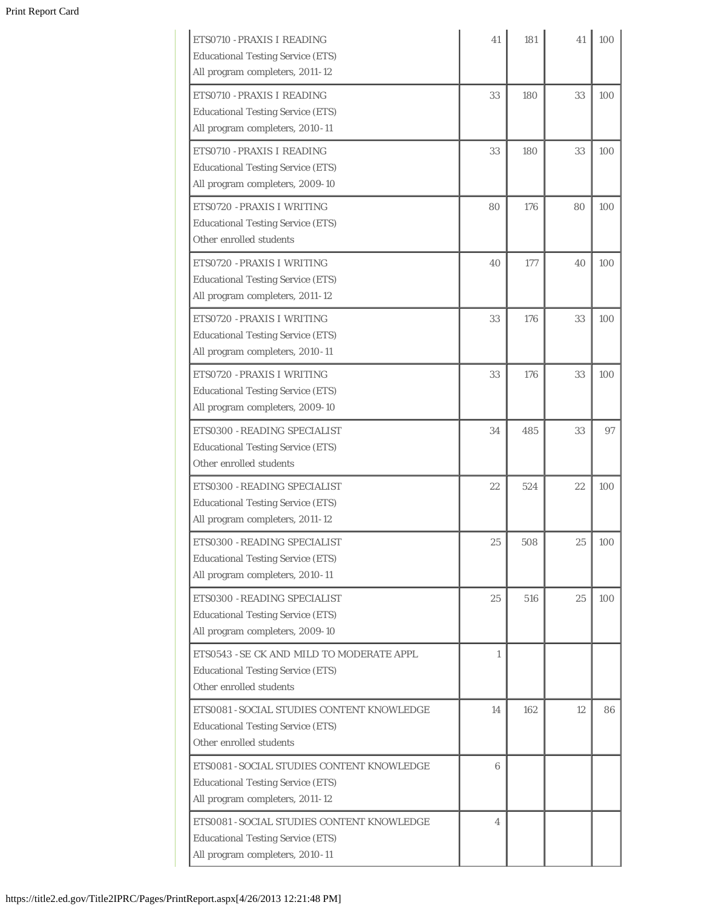| | | | | |
|---|---|---|---|---|
| ETS0710 - PRAXIS I READING<br>Educational Testing Service (ETS)<br>All program completers, 2011-12 | 41 | 181 | 41 | 100 |
| ETS0710 - PRAXIS I READING<br>Educational Testing Service (ETS)<br>All program completers, 2010-11 | 33 | 180 | 33 | 100 |
| ETS0710 - PRAXIS I READING<br>Educational Testing Service (ETS)<br>All program completers, 2009-10 | 33 | 180 | 33 | 100 |
| ETS0720 - PRAXIS I WRITING<br>Educational Testing Service (ETS)<br>Other enrolled students | 80 | 176 | 80 | 100 |
| ETS0720 - PRAXIS I WRITING<br>Educational Testing Service (ETS)<br>All program completers, 2011-12 | 40 | 177 | 40 | 100 |
| ETS0720 - PRAXIS I WRITING<br>Educational Testing Service (ETS)<br>All program completers, 2010-11 | 33 | 176 | 33 | 100 |
| ETS0720 - PRAXIS I WRITING<br>Educational Testing Service (ETS)<br>All program completers, 2009-10 | 33 | 176 | 33 | 100 |
| ETS0300 - READING SPECIALIST<br>Educational Testing Service (ETS)<br>Other enrolled students | 34 | 485 | 33 | 97 |
| ETS0300 - READING SPECIALIST<br>Educational Testing Service (ETS)<br>All program completers, 2011-12 | 22 | 524 | 22 | 100 |
| ETS0300 - READING SPECIALIST<br>Educational Testing Service (ETS)<br>All program completers, 2010-11 | 25 | 508 | 25 | 100 |
| ETS0300 - READING SPECIALIST<br>Educational Testing Service (ETS)<br>All program completers, 2009-10 | 25 | 516 | 25 | 100 |
| ETS0543 - SE CK AND MILD TO MODERATE APPL<br>Educational Testing Service (ETS)<br>Other enrolled students | 1 | | | |
| ETS0081 - SOCIAL STUDIES CONTENT KNOWLEDGE<br>Educational Testing Service (ETS)<br>Other enrolled students | 14 | 162 | 12 | 86 |
| ETS0081 - SOCIAL STUDIES CONTENT KNOWLEDGE<br>Educational Testing Service (ETS)<br>All program completers, 2011-12 | 6 | | | |
| ETS0081 - SOCIAL STUDIES CONTENT KNOWLEDGE<br>Educational Testing Service (ETS)<br>All program completers, 2010-11 | 4 | | | |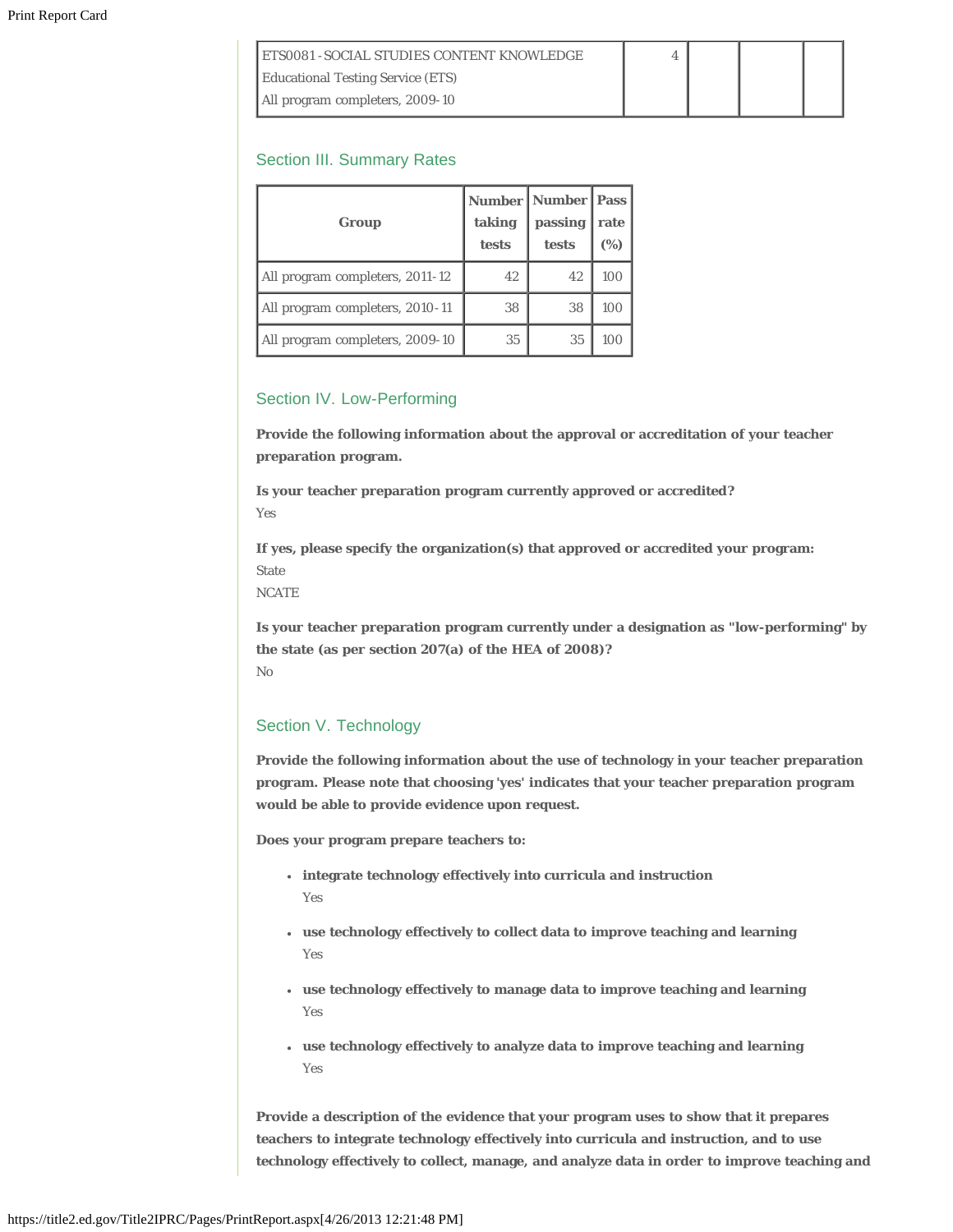| ETS0081 -SOCIAL STUDIES CONTENT KNOWLEDGE<br>Educational Testing Service (ETS)<br>All program completers, 2009-10 | 4 | | | |
|---|---|---|---|---|

## Section III. Summary Rates

| Group | Number taking tests | Number passing tests | Pass rate (%) |
|---|---|---|---|
| All program completers, 2011-12 | 42 | 42 | 100 |
| All program completers, 2010-11 | 38 | 38 | 100 |
| All program completers, 2009-10 | 35 | 35 | 100 |

## Section IV. Low-Performing

**Provide the following information about the approval or accreditation of your teacher preparation program.**

**Is your teacher preparation program currently approved or accredited?**
Yes

**If yes, please specify the organization(s) that approved or accredited your program:**
State
NCATE

**Is your teacher preparation program currently under a designation as "low-performing" by the state (as per section 207(a) of the HEA of 2008)?**
No

## Section V. Technology

**Provide the following information about the use of technology in your teacher preparation program. Please note that choosing 'yes' indicates that your teacher preparation program would be able to provide evidence upon request.**

**Does your program prepare teachers to:**

- **integrate technology effectively into curricula and instruction**
  Yes
- **use technology effectively to collect data to improve teaching and learning**
  Yes
- **use technology effectively to manage data to improve teaching and learning**
  Yes
- **use technology effectively to analyze data to improve teaching and learning**
  Yes

**Provide a description of the evidence that your program uses to show that it prepares teachers to integrate technology effectively into curricula and instruction, and to use technology effectively to collect, manage, and analyze data in order to improve teaching and**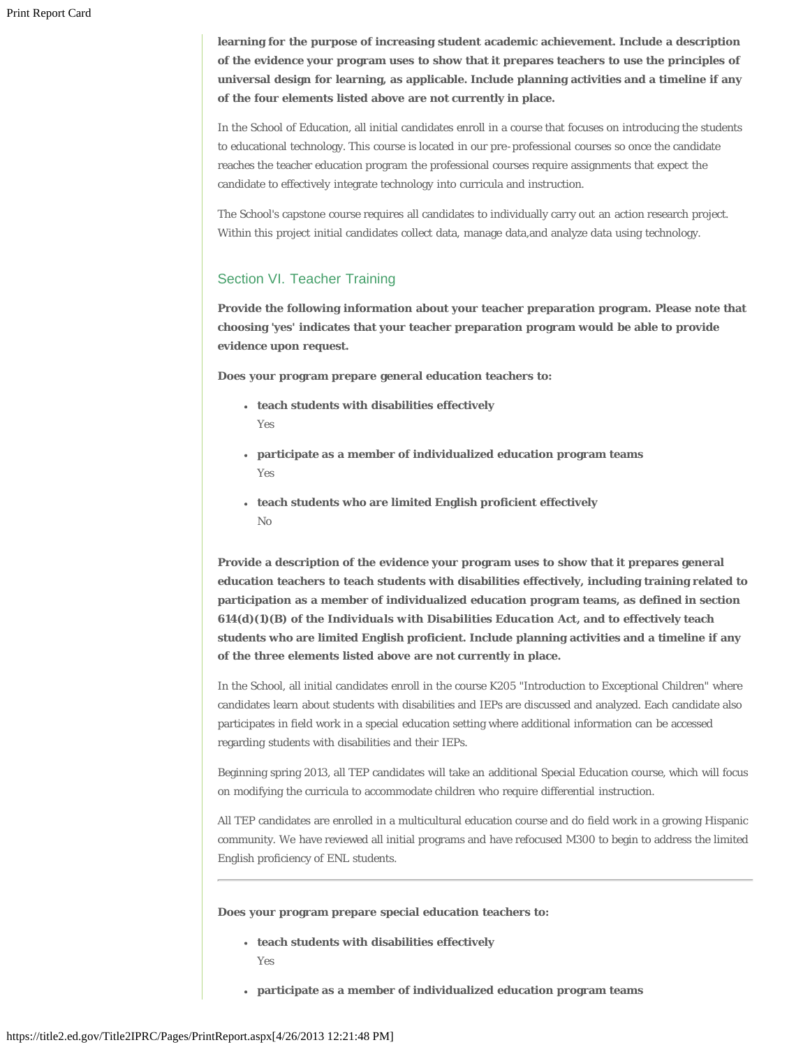**learning for the purpose of increasing student academic achievement. Include a description of the evidence your program uses to show that it prepares teachers to use the principles of universal design for learning, as applicable. Include planning activities and a timeline if any of the four elements listed above are not currently in place.**

In the School of Education, all initial candidates enroll in a course that focuses on introducing the students to educational technology. This course is located in our pre-professional courses so once the candidate reaches the teacher education program the professional courses require assignments that expect the candidate to effectively integrate technology into curricula and instruction.

The School's capstone course requires all candidates to individually carry out an action research project. Within this project initial candidates collect data, manage data,and analyze data using technology.

## Section VI. Teacher Training

**Provide the following information about your teacher preparation program. Please note that choosing 'yes' indicates that your teacher preparation program would be able to provide evidence upon request.**

**Does your program prepare general education teachers to:**

- **teach students with disabilities effectively**
  Yes
- **participate as a member of individualized education program teams**
  Yes
- **teach students who are limited English proficient effectively**
  No

**Provide a description of the evidence your program uses to show that it prepares general education teachers to teach students with disabilities effectively, including training related to participation as a member of individualized education program teams, as defined in section 614(d)(1)(B) of the Individuals with Disabilities Education Act, and to effectively teach students who are limited English proficient. Include planning activities and a timeline if any of the three elements listed above are not currently in place.**

In the School, all initial candidates enroll in the course K205 "Introduction to Exceptional Children" where candidates learn about students with disabilities and IEPs are discussed and analyzed. Each candidate also participates in field work in a special education setting where additional information can be accessed regarding students with disabilities and their IEPs.

Beginning spring 2013, all TEP candidates will take an additional Special Education course, which will focus on modifying the curricula to accommodate children who require differential instruction.

All TEP candidates are enrolled in a multicultural education course and do field work in a growing Hispanic community. We have reviewed all initial programs and have refocused M300 to begin to address the limited English proficiency of ENL students.

---

**Does your program prepare special education teachers to:**

- **teach students with disabilities effectively**
  Yes
- **participate as a member of individualized education program teams**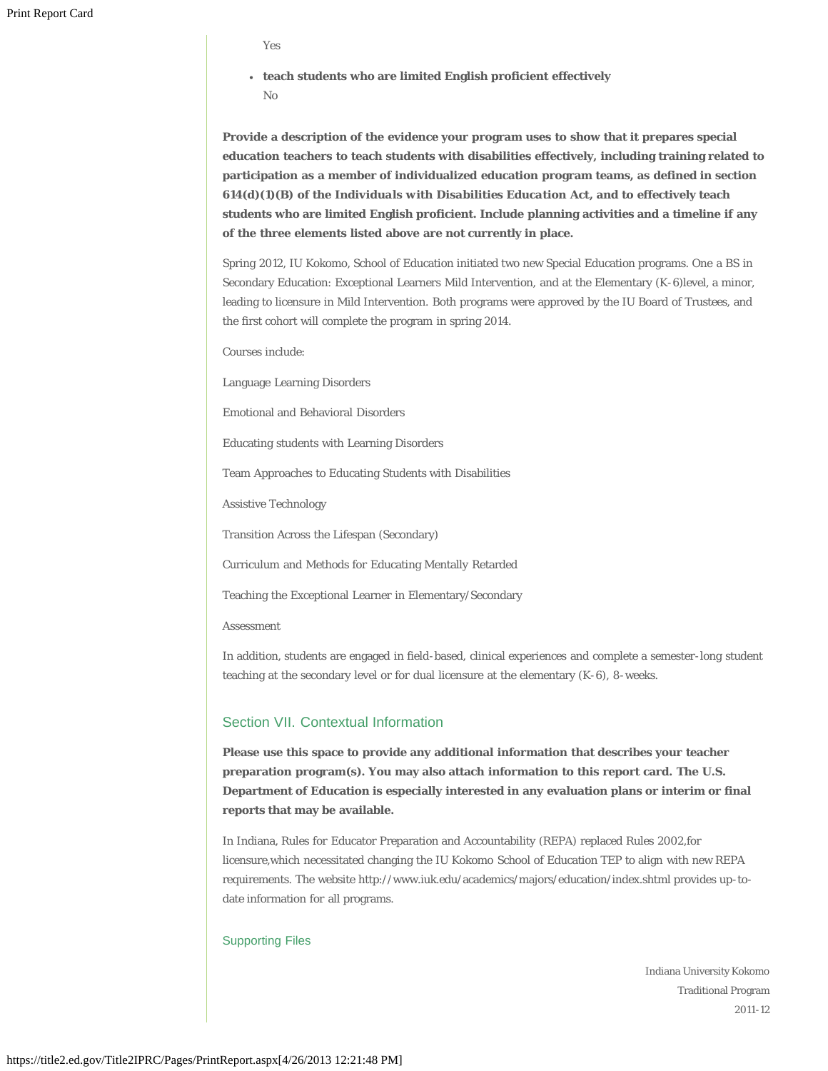Yes

- **teach students who are limited English proficient effectively**

  No

**Provide a description of the evidence your program uses to show that it prepares special education teachers to teach students with disabilities effectively, including training related to participation as a member of individualized education program teams, as defined in section 614(d)(1)(B) of the Individuals with Disabilities Education Act, and to effectively teach students who are limited English proficient. Include planning activities and a timeline if any of the three elements listed above are not currently in place.**

Spring 2012, IU Kokomo, School of Education initiated two new Special Education programs. One a BS in Secondary Education: Exceptional Learners Mild Intervention, and at the Elementary (K-6)level, a minor, leading to licensure in Mild Intervention. Both programs were approved by the IU Board of Trustees, and the first cohort will complete the program in spring 2014.

Courses include:

Language Learning Disorders

Emotional and Behavioral Disorders

Educating students with Learning Disorders

Team Approaches to Educating Students with Disabilities

Assistive Technology

Transition Across the Lifespan (Secondary)

Curriculum and Methods for Educating Mentally Retarded

Teaching the Exceptional Learner in Elementary/Secondary

Assessment

In addition, students are engaged in field-based, clinical experiences and complete a semester-long student teaching at the secondary level or for dual licensure at the elementary (K-6), 8-weeks.

## Section VII. Contextual Information

**Please use this space to provide any additional information that describes your teacher preparation program(s). You may also attach information to this report card. The U.S. Department of Education is especially interested in any evaluation plans or interim or final reports that may be available.**

In Indiana, Rules for Educator Preparation and Accountability (REPA) replaced Rules 2002,for licensure,which necessitated changing the IU Kokomo School of Education TEP to align with new REPA requirements. The website http://www.iuk.edu/academics/majors/education/index.shtml provides up-to-date information for all programs.

### Supporting Files

Indiana University Kokomo
Traditional Program
2011-12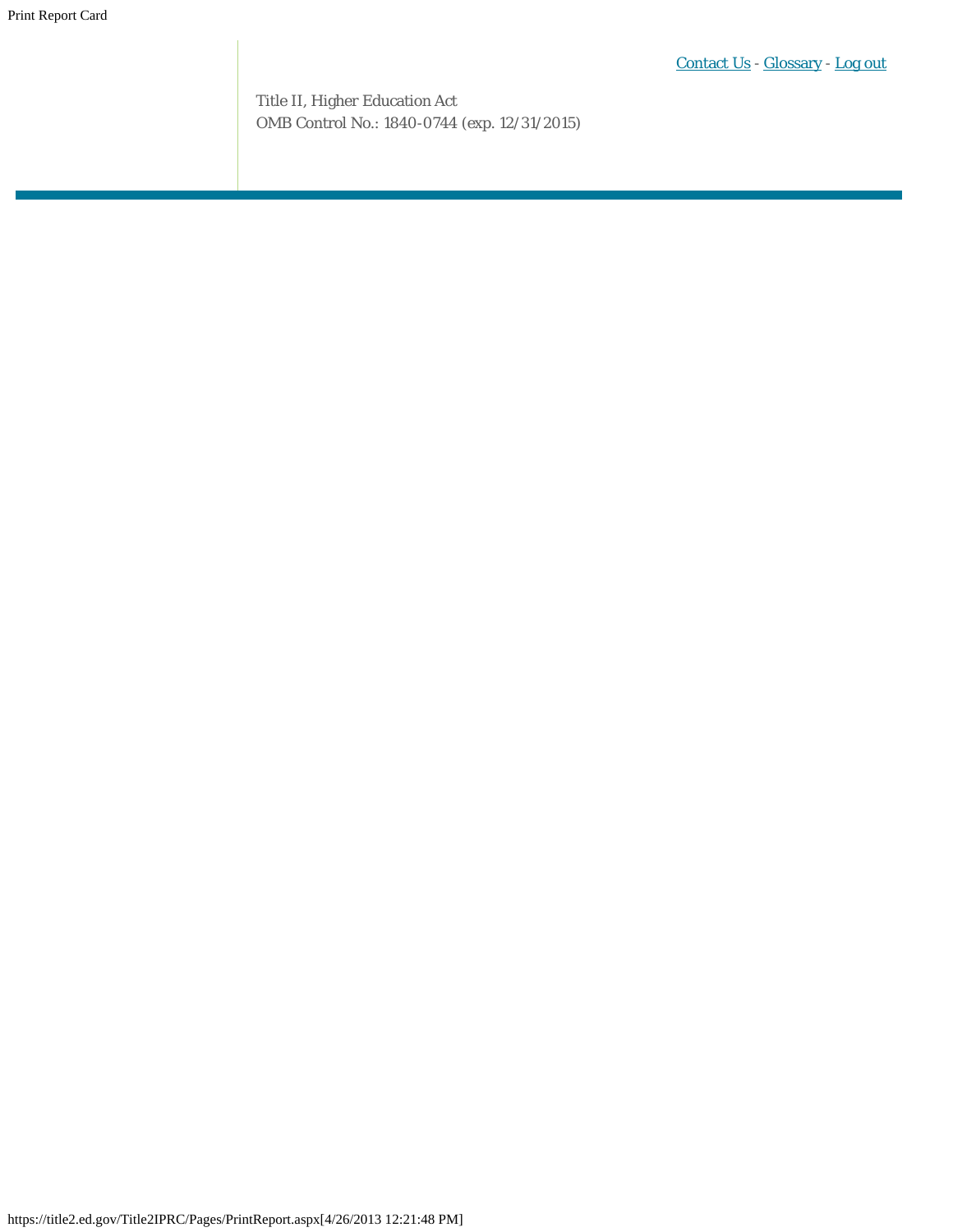Contact Us - Glossary - Log out

Title II, Higher Education Act
OMB Control No.: 1840-0744 (exp. 12/31/2015)